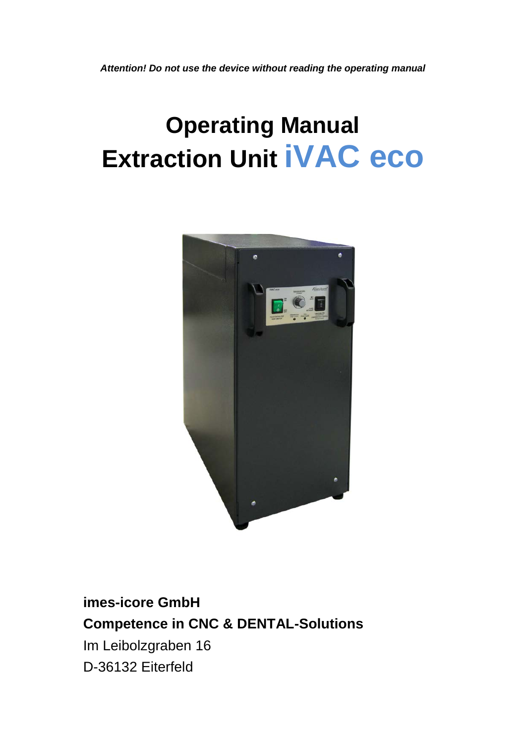***Attention! Do not use the device without reading the operating manual***

# Operating Manual
# Extraction Unit iVAC eco

**imes-icore GmbH**

**Competence in CNC & DENTAL-Solutions**

Im Leibolzgraben 16

D-36132 Eiterfeld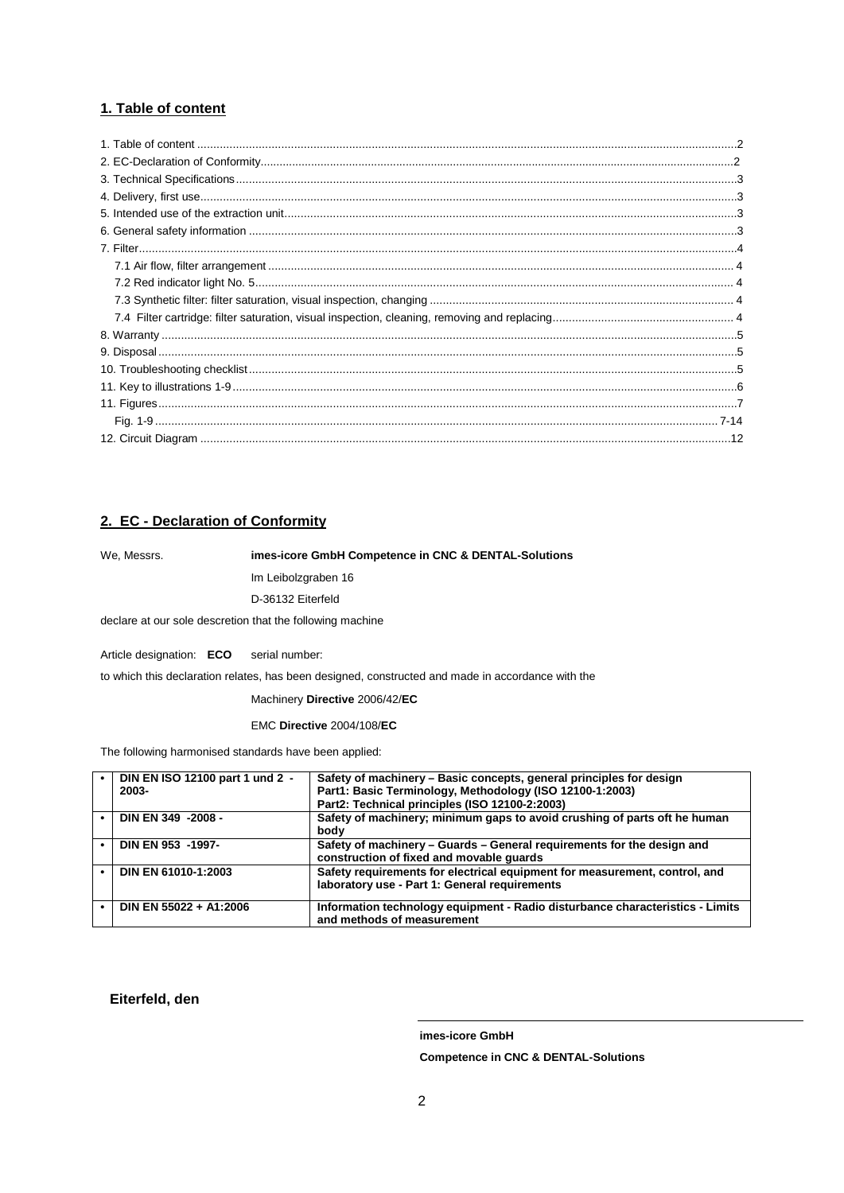## 1. Table of content

1. Table of content ..... 2
2. EC-Declaration of Conformity ..... 2
3. Technical Specifications ..... 3
4. Delivery, first use ..... 3
5. Intended use of the extraction unit ..... 3
6. General safety information ..... 3
7. Filter ..... 4
   - 7.1 Air flow, filter arrangement ..... 4
   - 7.2 Red indicator light No. 5 ..... 4
   - 7.3 Synthetic filter: filter saturation, visual inspection, changing ..... 4
   - 7.4 Filter cartridge: filter saturation, visual inspection, cleaning, removing and replacing ..... 4
8. Warranty ..... 5
9. Disposal ..... 5
10. Troubleshooting checklist ..... 5
11. Key to illustrations 1-9 ..... 6
11. Figures ..... 7
    - Fig. 1-9 ..... 7-14
12. Circuit Diagram ..... 12

## 2. EC - Declaration of Conformity

We, Messrs. **imes-icore GmbH Competence in CNC & DENTAL-Solutions**
Im Leibolzgraben 16
D-36132 Eiterfeld

declare at our sole descretion that the following machine

Article designation: **ECO** serial number:

to which this declaration relates, has been designed, constructed and made in accordance with the

Machinery **Directive** 2006/42/**EC**

EMC **Directive** 2004/108/**EC**

The following harmonised standards have been applied:

| Standard | Title |
|---|---|
| **DIN EN ISO 12100 part 1 und 2 - 2003-** | **Safety of machinery – Basic concepts, general principles for design Part1: Basic Terminology, Methodology (ISO 12100-1:2003) Part2: Technical principles (ISO 12100-2:2003)** |
| **DIN EN 349 -2008 -** | **Safety of machinery; minimum gaps to avoid crushing of parts oft he human body** |
| **DIN EN 953 -1997-** | **Safety of machinery – Guards – General requirements for the design and construction of fixed and movable guards** |
| **DIN EN 61010-1:2003** | **Safety requirements for electrical equipment for measurement, control, and laboratory use - Part 1: General requirements** |
| **DIN EN 55022 + A1:2006** | **Information technology equipment - Radio disturbance characteristics - Limits and methods of measurement** |

**Eiterfeld, den**

**imes-icore GmbH**

**Competence in CNC & DENTAL-Solutions**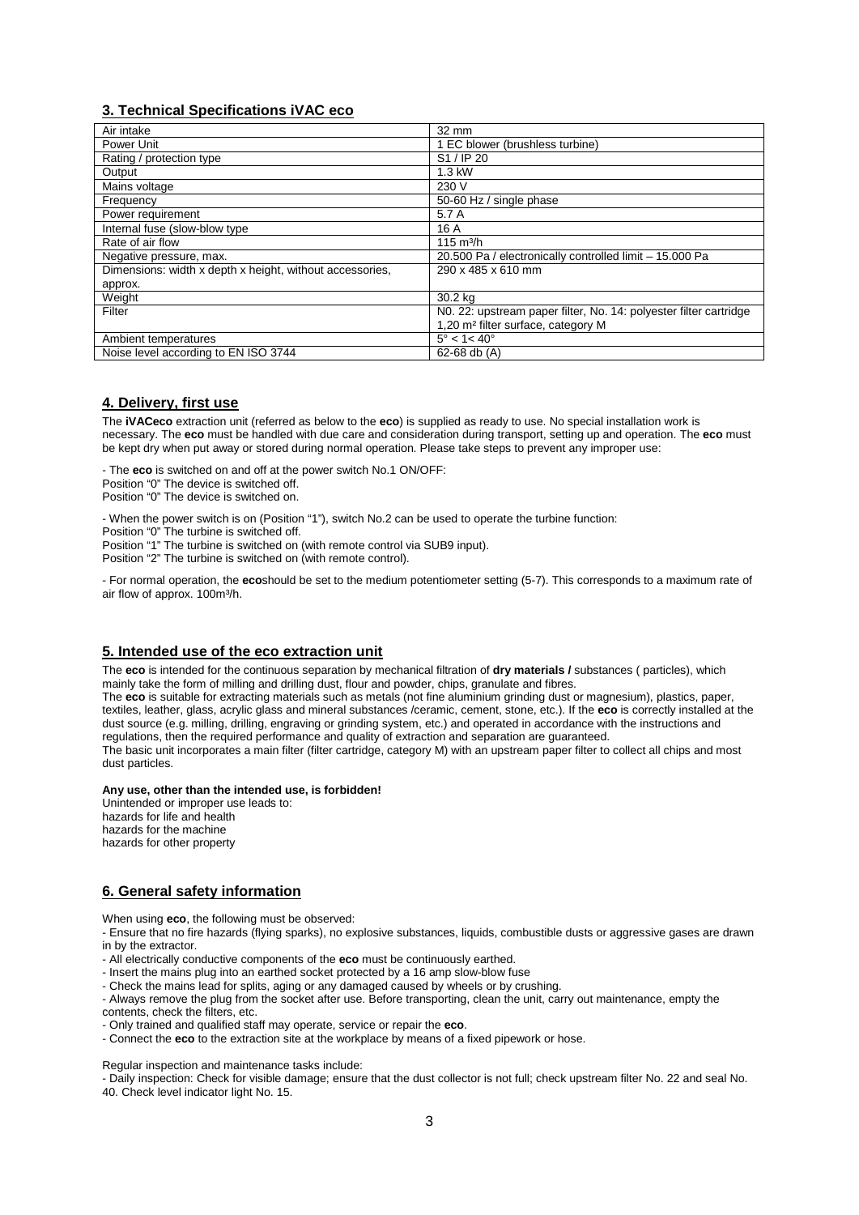## 3. Technical Specifications iVAC eco

| Air intake | 32 mm |
|---|---|
| Power Unit | 1 EC blower (brushless turbine) |
| Rating / protection type | S1 / IP 20 |
| Output | 1.3 kW |
| Mains voltage | 230 V |
| Frequency | 50-60 Hz / single phase |
| Power requirement | 5.7 A |
| Internal fuse (slow-blow type | 16 A |
| Rate of air flow | 115 m³/h |
| Negative pressure, max. | 20.500 Pa / electronically controlled limit – 15.000 Pa |
| Dimensions: width x depth x height, without accessories, approx. | 290 x 485 x 610 mm |
| Weight | 30.2 kg |
| Filter | N0. 22: upstream paper filter, No. 14: polyester filter cartridge 1,20 m² filter surface, category M |
| Ambient temperatures | 5° < 1< 40° |
| Noise level according to EN ISO 3744 | 62-68 db (A) |

## 4. Delivery, first use

The **iVACeco** extraction unit (referred as below to the **eco**) is supplied as ready to use. No special installation work is necessary. The **eco** must be handled with due care and consideration during transport, setting up and operation. The **eco** must be kept dry when put away or stored during normal operation. Please take steps to prevent any improper use:

- The **eco** is switched on and off at the power switch No.1 ON/OFF:
Position "0" The device is switched off.
Position "0" The device is switched on.

- When the power switch is on (Position "1"), switch No.2 can be used to operate the turbine function:
Position "0" The turbine is switched off.
Position "1" The turbine is switched on (with remote control via SUB9 input).
Position "2" The turbine is switched on (with remote control).

- For normal operation, the **eco**should be set to the medium potentiometer setting (5-7). This corresponds to a maximum rate of air flow of approx. 100m³/h.

## 5. Intended use of the eco extraction unit

The **eco** is intended for the continuous separation by mechanical filtration of **dry materials /** substances ( particles), which mainly take the form of milling and drilling dust, flour and powder, chips, granulate and fibres.
The **eco** is suitable for extracting materials such as metals (not fine aluminium grinding dust or magnesium), plastics, paper, textiles, leather, glass, acrylic glass and mineral substances /ceramic, cement, stone, etc.). If the **eco** is correctly installed at the dust source (e.g. milling, drilling, engraving or grinding system, etc.) and operated in accordance with the instructions and regulations, then the required performance and quality of extraction and separation are guaranteed.
The basic unit incorporates a main filter (filter cartridge, category M) with an upstream paper filter to collect all chips and most dust particles.

**Any use, other than the intended use, is forbidden!**
Unintended or improper use leads to:
hazards for life and health
hazards for the machine
hazards for other property

## 6. General safety information

When using **eco**, the following must be observed:
- Ensure that no fire hazards (flying sparks), no explosive substances, liquids, combustible dusts or aggressive gases are drawn in by the extractor.
- All electrically conductive components of the **eco** must be continuously earthed.
- Insert the mains plug into an earthed socket protected by a 16 amp slow-blow fuse
- Check the mains lead for splits, aging or any damaged caused by wheels or by crushing.
- Always remove the plug from the socket after use. Before transporting, clean the unit, carry out maintenance, empty the contents, check the filters, etc.
- Only trained and qualified staff may operate, service or repair the **eco**.
- Connect the **eco** to the extraction site at the workplace by means of a fixed pipework or hose.

Regular inspection and maintenance tasks include:
- Daily inspection: Check for visible damage; ensure that the dust collector is not full; check upstream filter No. 22 and seal No. 40. Check level indicator light No. 15.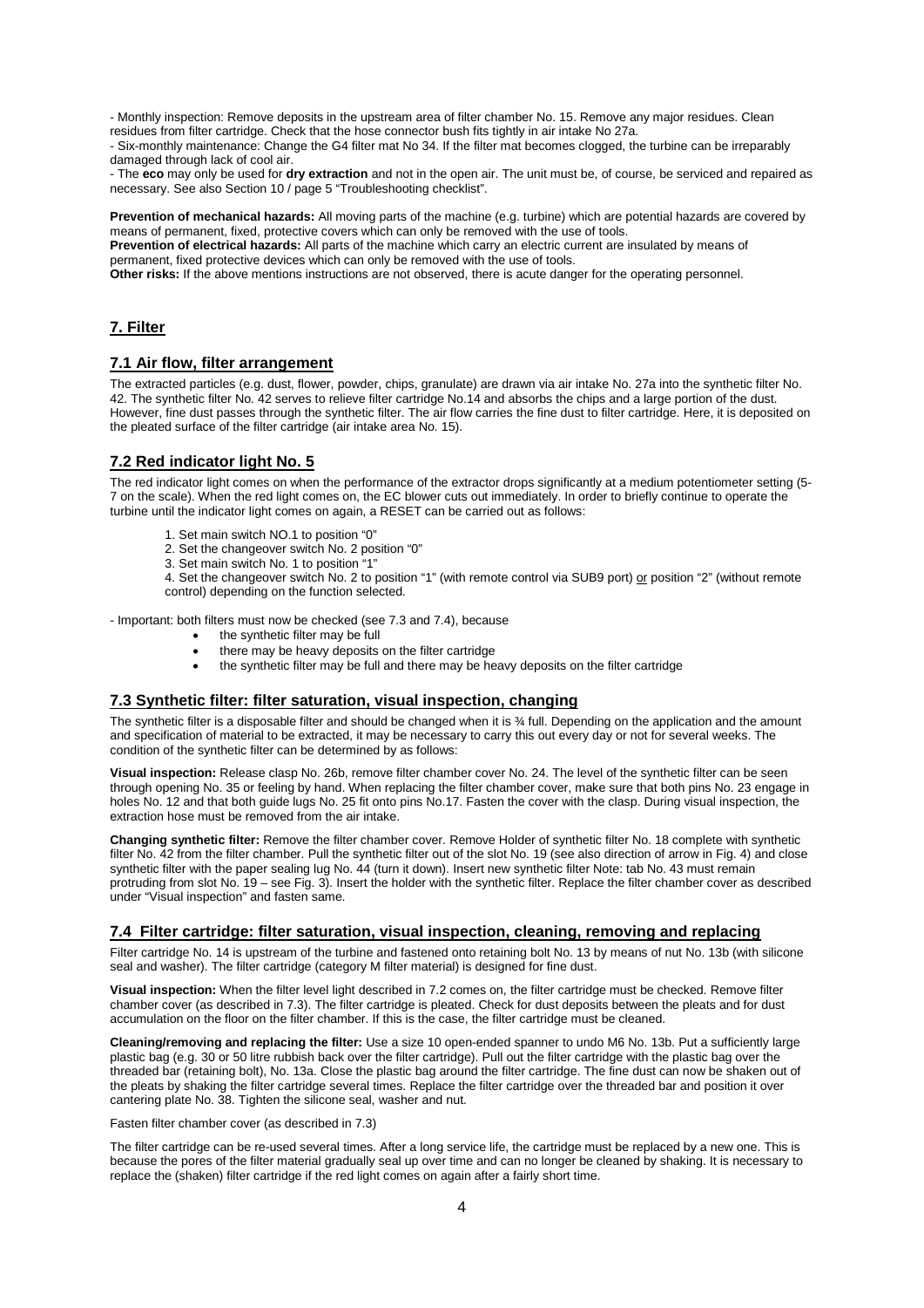- Monthly inspection: Remove deposits in the upstream area of filter chamber No. 15. Remove any major residues. Clean residues from filter cartridge. Check that the hose connector bush fits tightly in air intake No 27a.

- Six-monthly maintenance: Change the G4 filter mat No 34. If the filter mat becomes clogged, the turbine can be irreparably damaged through lack of cool air.

- The **eco** may only be used for **dry extraction** and not in the open air. The unit must be, of course, be serviced and repaired as necessary. See also Section 10 / page 5 "Troubleshooting checklist".

**Prevention of mechanical hazards:** All moving parts of the machine (e.g. turbine) which are potential hazards are covered by means of permanent, fixed, protective covers which can only be removed with the use of tools.

**Prevention of electrical hazards:** All parts of the machine which carry an electric current are insulated by means of permanent, fixed protective devices which can only be removed with the use of tools.

**Other risks:** If the above mentions instructions are not observed, there is acute danger for the operating personnel.

## 7. Filter

### 7.1 Air flow, filter arrangement

The extracted particles (e.g. dust, flower, powder, chips, granulate) are drawn via air intake No. 27a into the synthetic filter No. 42. The synthetic filter No. 42 serves to relieve filter cartridge No.14 and absorbs the chips and a large portion of the dust. However, fine dust passes through the synthetic filter. The air flow carries the fine dust to filter cartridge. Here, it is deposited on the pleated surface of the filter cartridge (air intake area No. 15).

### 7.2 Red indicator light No. 5

The red indicator light comes on when the performance of the extractor drops significantly at a medium potentiometer setting (5-7 on the scale). When the red light comes on, the EC blower cuts out immediately. In order to briefly continue to operate the turbine until the indicator light comes on again, a RESET can be carried out as follows:

1. Set main switch NO.1 to position "0"
2. Set the changeover switch No. 2 position "0"
3. Set main switch No. 1 to position "1"
4. Set the changeover switch No. 2 to position "1" (with remote control via SUB9 port) or position "2" (without remote control) depending on the function selected.

- Important: both filters must now be checked (see 7.3 and 7.4), because
  - the synthetic filter may be full
  - there may be heavy deposits on the filter cartridge
  - the synthetic filter may be full and there may be heavy deposits on the filter cartridge

### 7.3 Synthetic filter: filter saturation, visual inspection, changing

The synthetic filter is a disposable filter and should be changed when it is ¾ full. Depending on the application and the amount and specification of material to be extracted, it may be necessary to carry this out every day or not for several weeks. The condition of the synthetic filter can be determined by as follows:

**Visual inspection:** Release clasp No. 26b, remove filter chamber cover No. 24. The level of the synthetic filter can be seen through opening No. 35 or feeling by hand. When replacing the filter chamber cover, make sure that both pins No. 23 engage in holes No. 12 and that both guide lugs No. 25 fit onto pins No.17. Fasten the cover with the clasp. During visual inspection, the extraction hose must be removed from the air intake.

**Changing synthetic filter:** Remove the filter chamber cover. Remove Holder of synthetic filter No. 18 complete with synthetic filter No. 42 from the filter chamber. Pull the synthetic filter out of the slot No. 19 (see also direction of arrow in Fig. 4) and close synthetic filter with the paper sealing lug No. 44 (turn it down). Insert new synthetic filter Note: tab No. 43 must remain protruding from slot No. 19 – see Fig. 3). Insert the holder with the synthetic filter. Replace the filter chamber cover as described under "Visual inspection" and fasten same.

### 7.4 Filter cartridge: filter saturation, visual inspection, cleaning, removing and replacing

Filter cartridge No. 14 is upstream of the turbine and fastened onto retaining bolt No. 13 by means of nut No. 13b (with silicone seal and washer). The filter cartridge (category M filter material) is designed for fine dust.

**Visual inspection:** When the filter level light described in 7.2 comes on, the filter cartridge must be checked. Remove filter chamber cover (as described in 7.3). The filter cartridge is pleated. Check for dust deposits between the pleats and for dust accumulation on the floor on the filter chamber. If this is the case, the filter cartridge must be cleaned.

**Cleaning/removing and replacing the filter:** Use a size 10 open-ended spanner to undo M6 No. 13b. Put a sufficiently large plastic bag (e.g. 30 or 50 litre rubbish back over the filter cartridge). Pull out the filter cartridge with the plastic bag over the threaded bar (retaining bolt), No. 13a. Close the plastic bag around the filter cartridge. The fine dust can now be shaken out of the pleats by shaking the filter cartridge several times. Replace the filter cartridge over the threaded bar and position it over cantering plate No. 38. Tighten the silicone seal, washer and nut.

Fasten filter chamber cover (as described in 7.3)

The filter cartridge can be re-used several times. After a long service life, the cartridge must be replaced by a new one. This is because the pores of the filter material gradually seal up over time and can no longer be cleaned by shaking. It is necessary to replace the (shaken) filter cartridge if the red light comes on again after a fairly short time.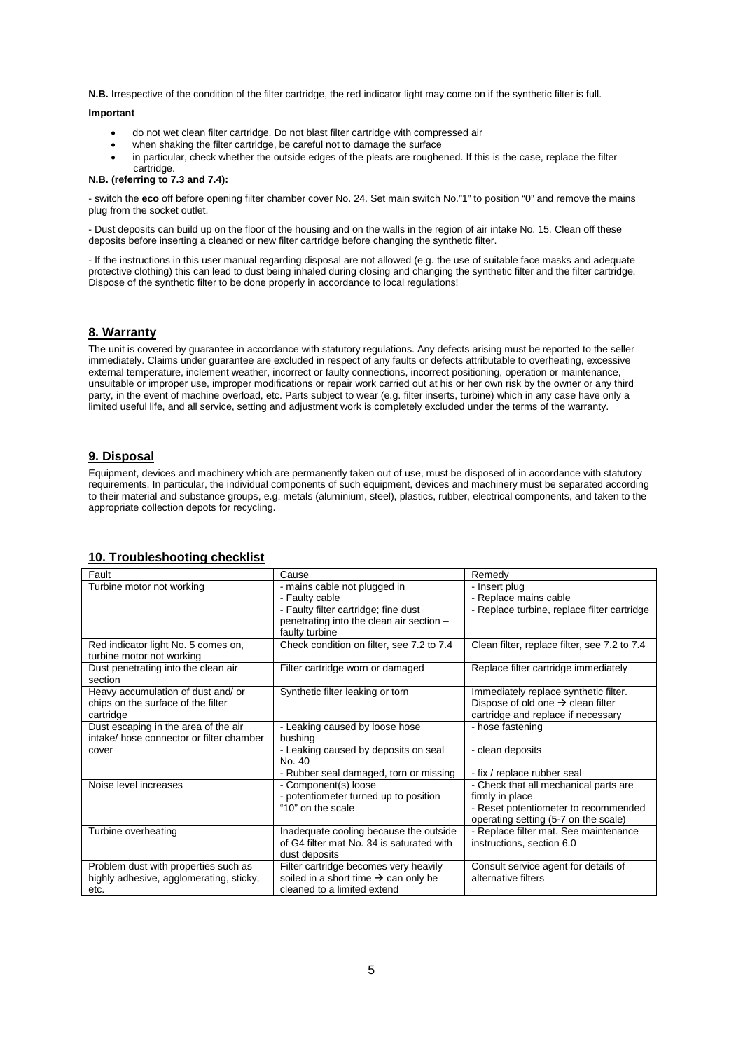**N.B.** Irrespective of the condition of the filter cartridge, the red indicator light may come on if the synthetic filter is full.

**Important**

- do not wet clean filter cartridge. Do not blast filter cartridge with compressed air
- when shaking the filter cartridge, be careful not to damage the surface
- in particular, check whether the outside edges of the pleats are roughened. If this is the case, replace the filter cartridge.

**N.B. (referring to 7.3 and 7.4):**

- switch the **eco** off before opening filter chamber cover No. 24. Set main switch No."1" to position "0" and remove the mains plug from the socket outlet.

- Dust deposits can build up on the floor of the housing and on the walls in the region of air intake No. 15. Clean off these deposits before inserting a cleaned or new filter cartridge before changing the synthetic filter.

- If the instructions in this user manual regarding disposal are not allowed (e.g. the use of suitable face masks and adequate protective clothing) this can lead to dust being inhaled during closing and changing the synthetic filter and the filter cartridge. Dispose of the synthetic filter to be done properly in accordance to local regulations!

## 8. Warranty

The unit is covered by guarantee in accordance with statutory regulations. Any defects arising must be reported to the seller immediately. Claims under guarantee are excluded in respect of any faults or defects attributable to overheating, excessive external temperature, inclement weather, incorrect or faulty connections, incorrect positioning, operation or maintenance, unsuitable or improper use, improper modifications or repair work carried out at his or her own risk by the owner or any third party, in the event of machine overload, etc. Parts subject to wear (e.g. filter inserts, turbine) which in any case have only a limited useful life, and all service, setting and adjustment work is completely excluded under the terms of the warranty.

## 9. Disposal

Equipment, devices and machinery which are permanently taken out of use, must be disposed of in accordance with statutory requirements. In particular, the individual components of such equipment, devices and machinery must be separated according to their material and substance groups, e.g. metals (aluminium, steel), plastics, rubber, electrical components, and taken to the appropriate collection depots for recycling.

## 10. Troubleshooting checklist

| Fault | Cause | Remedy |
|---|---|---|
| Turbine motor not working | - mains cable not plugged in<br>- Faulty cable<br>- Faulty filter cartridge; fine dust penetrating into the clean air section – faulty turbine | - Insert plug<br>- Replace mains cable<br>- Replace turbine, replace filter cartridge |
| Red indicator light No. 5 comes on, turbine motor not working | Check condition on filter, see 7.2 to 7.4 | Clean filter, replace filter, see 7.2 to 7.4 |
| Dust penetrating into the clean air section | Filter cartridge worn or damaged | Replace filter cartridge immediately |
| Heavy accumulation of dust and/ or chips on the surface of the filter cartridge | Synthetic filter leaking or torn | Immediately replace synthetic filter. Dispose of old one → clean filter cartridge and replace if necessary |
| Dust escaping in the area of the air intake/ hose connector or filter chamber cover | - Leaking caused by loose hose bushing<br>- Leaking caused by deposits on seal No. 40<br>- Rubber seal damaged, torn or missing | - hose fastening<br>- clean deposits<br>- fix / replace rubber seal |
| Noise level increases | - Component(s) loose<br>- potentiometer turned up to position "10" on the scale | - Check that all mechanical parts are firmly in place<br>- Reset potentiometer to recommended operating setting (5-7 on the scale) |
| Turbine overheating | Inadequate cooling because the outside of G4 filter mat No. 34 is saturated with dust deposits | - Replace filter mat. See maintenance instructions, section 6.0 |
| Problem dust with properties such as highly adhesive, agglomerating, sticky, etc. | Filter cartridge becomes very heavily soiled in a short time → can only be cleaned to a limited extend | Consult service agent for details of alternative filters |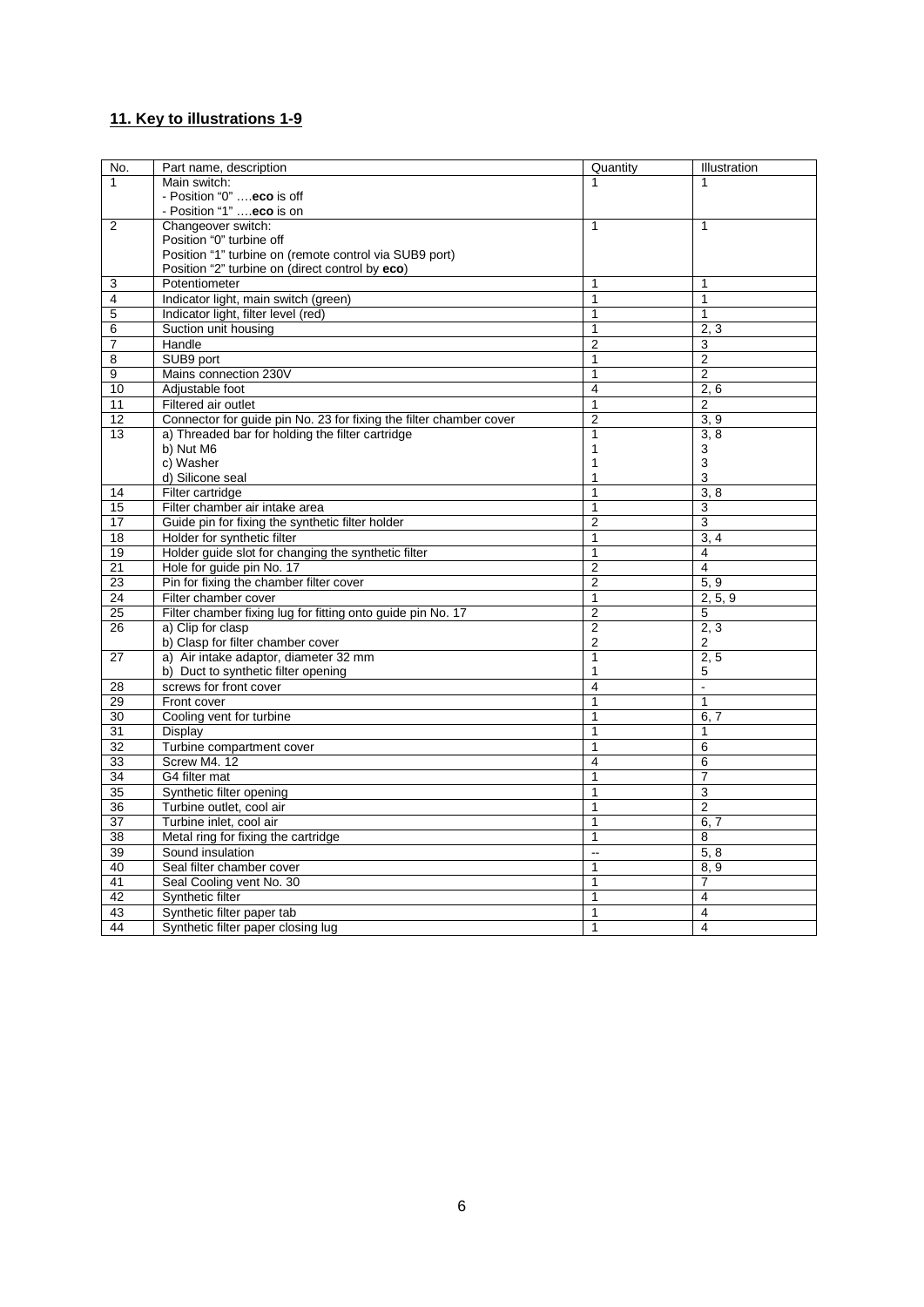## 11. Key to illustrations 1-9

| No. | Part name, description | Quantity | Illustration |
|---|---|---|---|
| 1 | Main switch:<br>- Position "0" ….**eco** is off<br>- Position "1" ….**eco** is on | 1 | 1 |
| 2 | Changeover switch:<br>Position "0" turbine off<br>Position "1" turbine on (remote control via SUB9 port)<br>Position "2" turbine on (direct control by **eco**) | 1 | 1 |
| 3 | Potentiometer | 1 | 1 |
| 4 | Indicator light, main switch (green) | 1 | 1 |
| 5 | Indicator light, filter level (red) | 1 | 1 |
| 6 | Suction unit housing | 1 | 2, 3 |
| 7 | Handle | 2 | 3 |
| 8 | SUB9 port | 1 | 2 |
| 9 | Mains connection 230V | 1 | 2 |
| 10 | Adjustable foot | 4 | 2, 6 |
| 11 | Filtered air outlet | 1 | 2 |
| 12 | Connector for guide pin No. 23 for fixing the filter chamber cover | 2 | 3, 9 |
| 13 | a) Threaded bar for holding the filter cartridge<br>b) Nut M6<br>c) Washer<br>d) Silicone seal | 1<br>1<br>1<br>1 | 3, 8<br>3<br>3<br>3 |
| 14 | Filter cartridge | 1 | 3, 8 |
| 15 | Filter chamber air intake area | 1 | 3 |
| 17 | Guide pin for fixing the synthetic filter holder | 2 | 3 |
| 18 | Holder for synthetic filter | 1 | 3, 4 |
| 19 | Holder guide slot for changing the synthetic filter | 1 | 4 |
| 21 | Hole for guide pin No. 17 | 2 | 4 |
| 23 | Pin for fixing the chamber filter cover | 2 | 5, 9 |
| 24 | Filter chamber cover | 1 | 2, 5, 9 |
| 25 | Filter chamber fixing lug for fitting onto guide pin No. 17 | 2 | 5 |
| 26 | a) Clip for clasp<br>b) Clasp for filter chamber cover | 2<br>2 | 2, 3<br>2 |
| 27 | a) Air intake adaptor, diameter 32 mm<br>b) Duct to synthetic filter opening | 1<br>1 | 2, 5<br>5 |
| 28 | screws for front cover | 4 | - |
| 29 | Front cover | 1 | 1 |
| 30 | Cooling vent for turbine | 1 | 6, 7 |
| 31 | Display | 1 | 1 |
| 32 | Turbine compartment cover | 1 | 6 |
| 33 | Screw M4. 12 | 4 | 6 |
| 34 | G4 filter mat | 1 | 7 |
| 35 | Synthetic filter opening | 1 | 3 |
| 36 | Turbine outlet, cool air | 1 | 2 |
| 37 | Turbine inlet, cool air | 1 | 6, 7 |
| 38 | Metal ring for fixing the cartridge | 1 | 8 |
| 39 | Sound insulation | -- | 5, 8 |
| 40 | Seal filter chamber cover | 1 | 8, 9 |
| 41 | Seal Cooling vent No. 30 | 1 | 7 |
| 42 | Synthetic filter | 1 | 4 |
| 43 | Synthetic filter paper tab | 1 | 4 |
| 44 | Synthetic filter paper closing lug | 1 | 4 |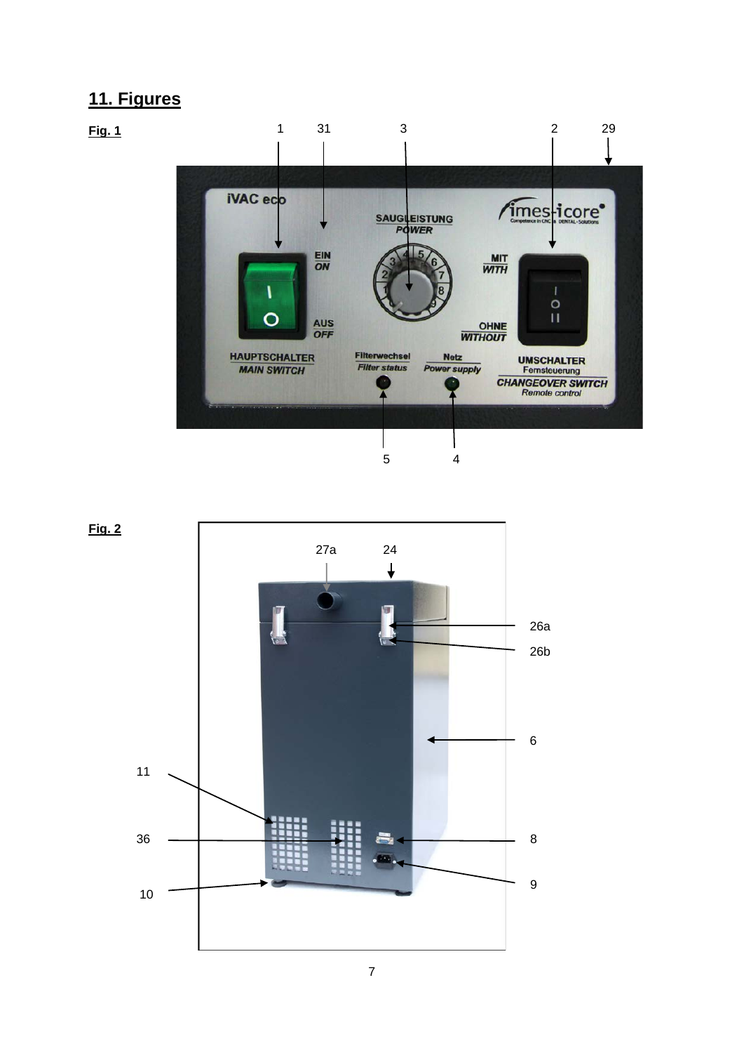## 11. Figures

**Fig. 1**

**Fig. 2**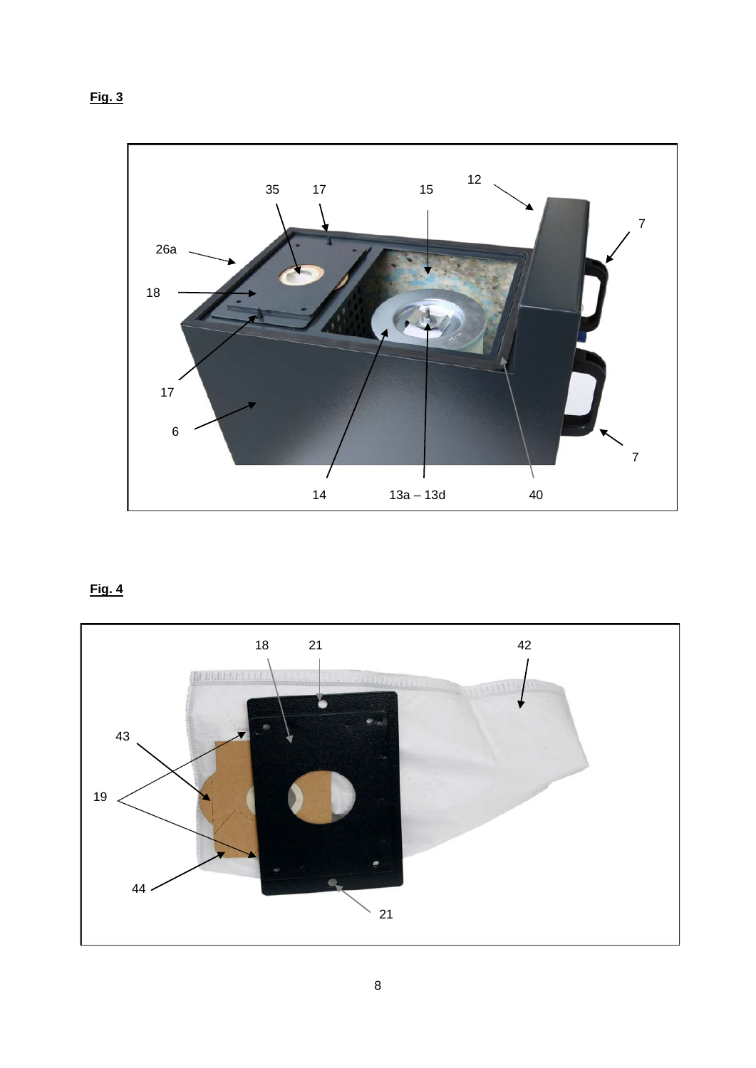**Fig. 3**

**Fig. 4**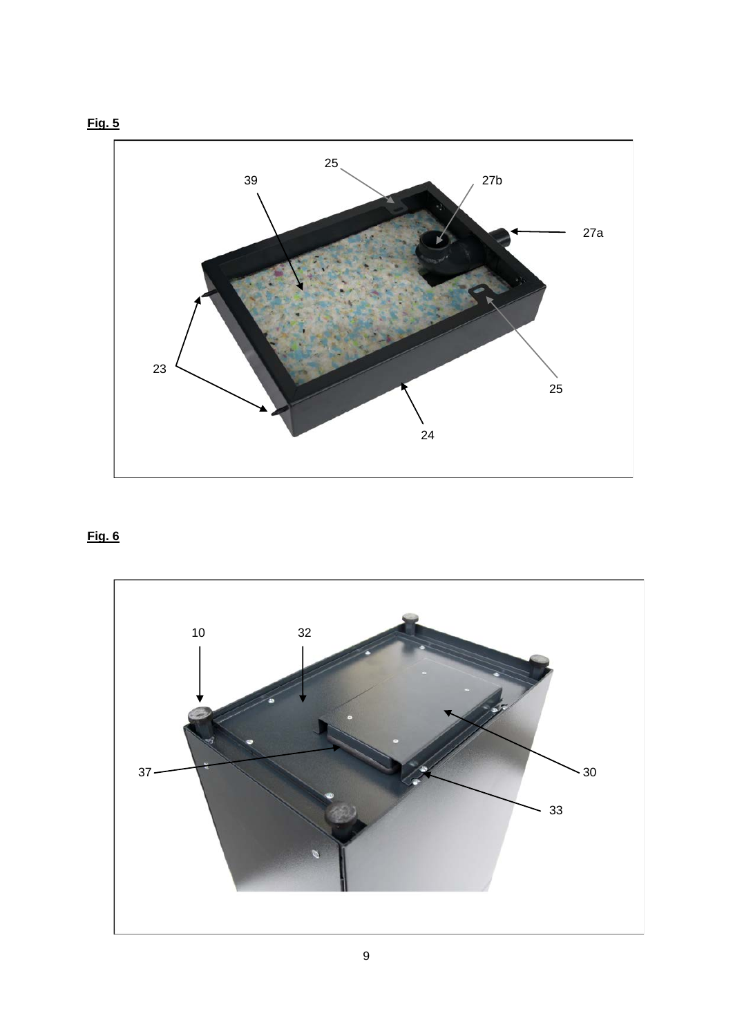**Fig. 5**

25

39

27b

27a

23

25

24

**Fig. 6**

10

32

37

30

33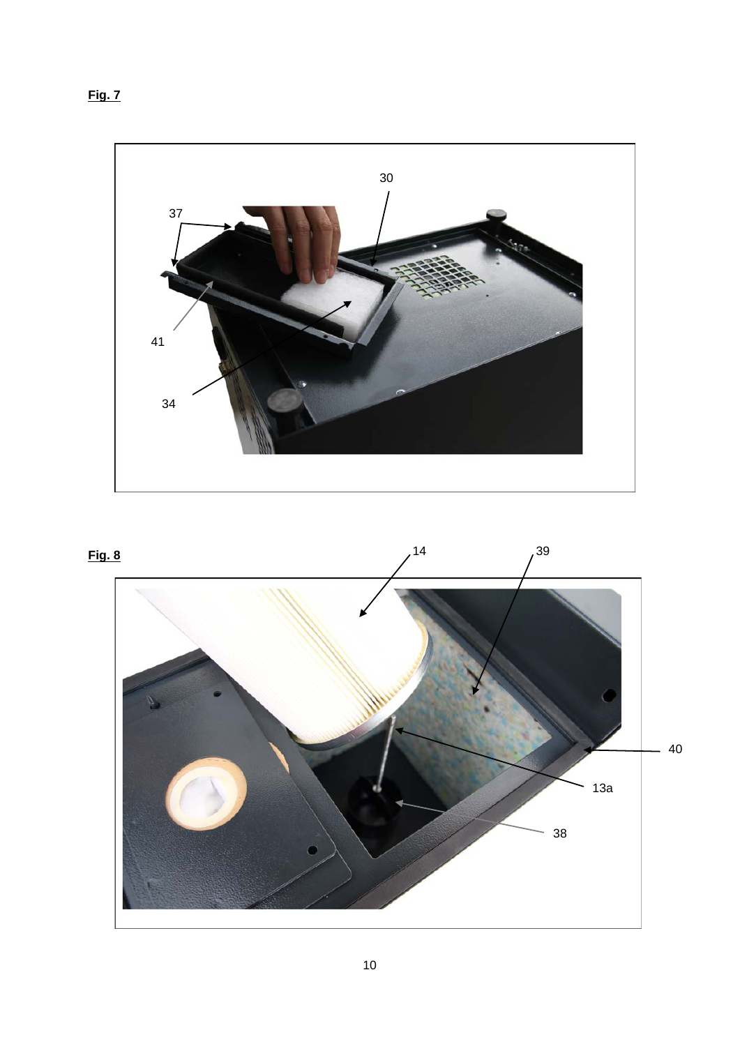**Fig. 7**

30

37

41

34

**Fig. 8**

14

39

40

13a

38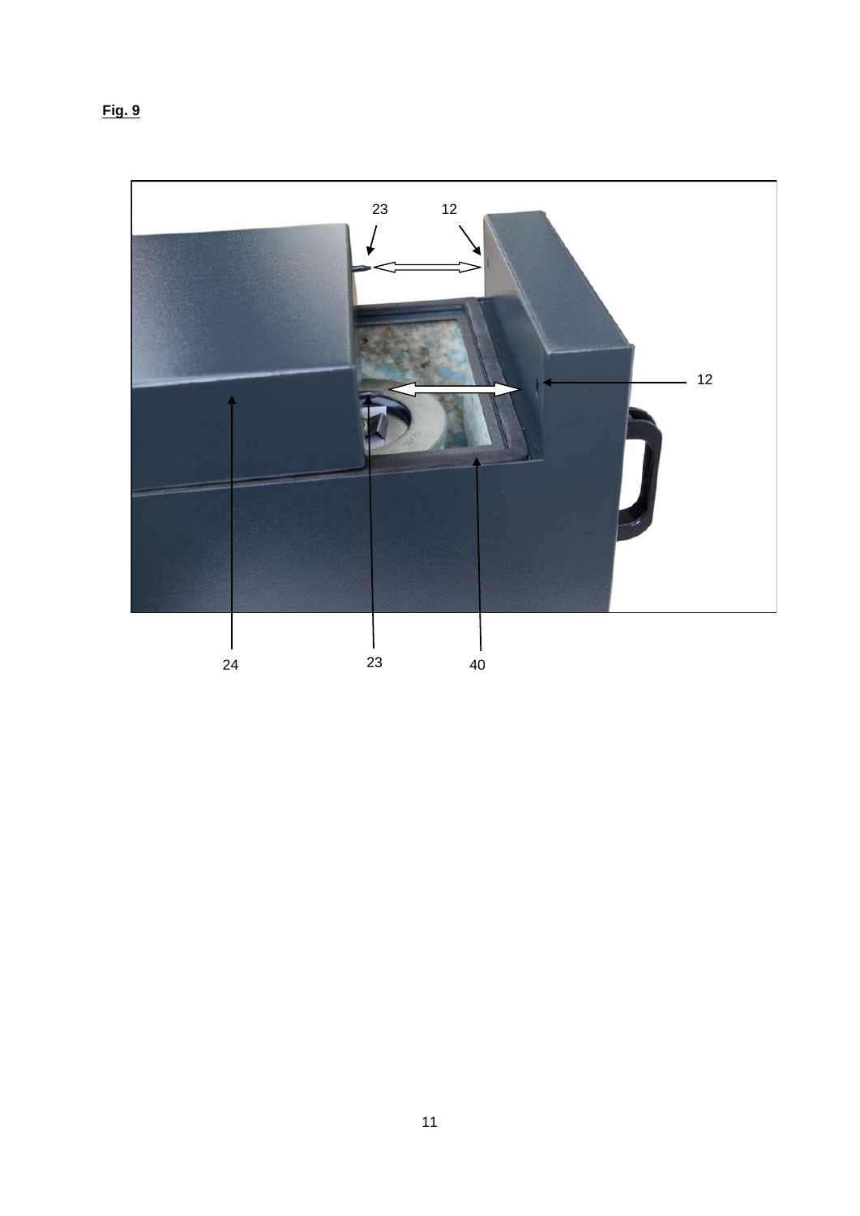**Fig. 9**

23 12

12

24 23 40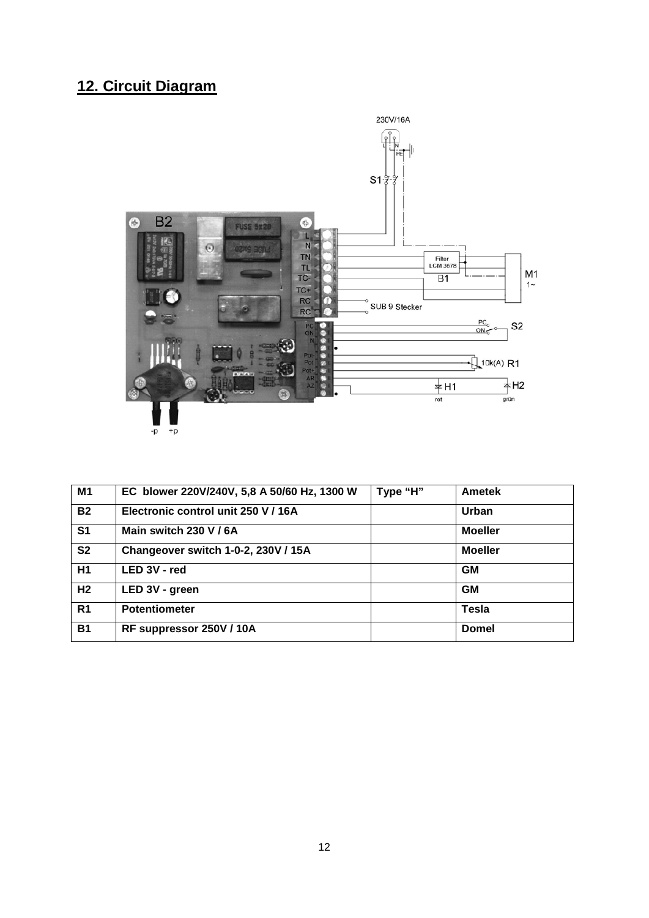## 12. Circuit Diagram

230V/16A

L N PE

S1

B2

FUSE 5x20

L
N
TN
TL
TC-
TC+
RC
RC

Filter
LCM 3678
B1

M1
1~

SUB 9 Stecker

PC
ON
N

PC
ON
S2

Pot-
Pot
Pot+
AR
AZ

10k(A) R1

H1
rot

H2
grün

-p +p

| | | | |
|---|---|---|---|
| M1 | EC blower 220V/240V, 5,8 A 50/60 Hz, 1300 W | Type “H” | Ametek |
| B2 | Electronic control unit 250 V / 16A | | Urban |
| S1 | Main switch 230 V / 6A | | Moeller |
| S2 | Changeover switch 1-0-2, 230V / 15A | | Moeller |
| H1 | LED 3V - red | | GM |
| H2 | LED 3V - green | | GM |
| R1 | Potentiometer | | Tesla |
| B1 | RF suppressor 250V / 10A | | Domel |